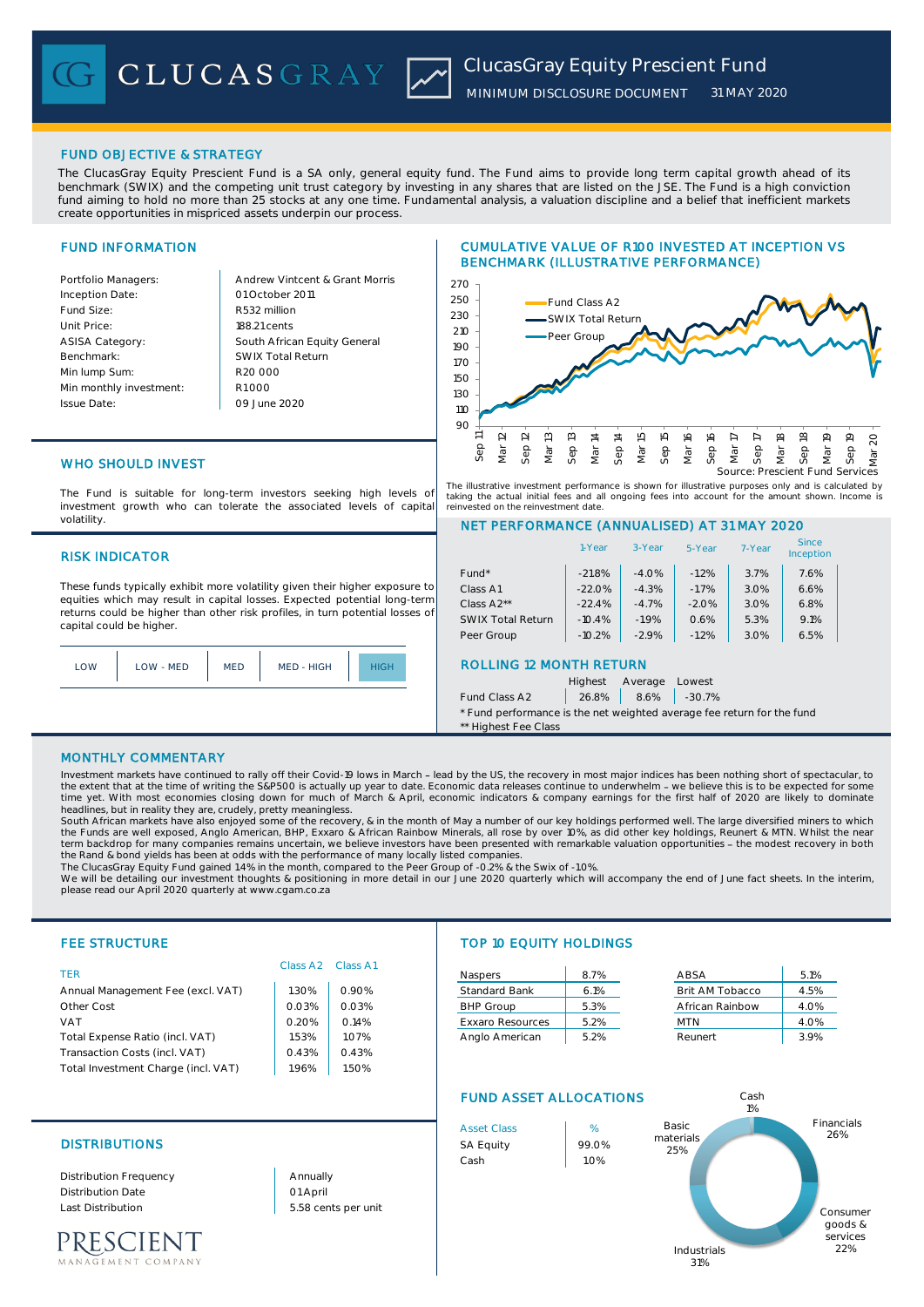# ClucasGray Equity Prescient Fund

MINIMUM DISCLOSURE DOCUMENT 31 MAY 2020

## FUND OBJECTIVE & STRATEGY

The ClucasGray Equity Prescient Fund is a SA only, general equity fund. The Fund aims to provide long term capital growth ahead of its benchmark (SWIX) and the competing unit trust category by investing in any shares that are listed on the JSE. The Fund is a high conviction fund aiming to hold no more than 25 stocks at any one time. Fundamental analysis, a valuation discipline and a belief that inefficient markets create opportunities in mispriced assets underpin our process.

## FUND INFORMATION

| | |
|---|---|
| Portfolio Managers: | Andrew Vintcent & Grant Morris |
| Inception Date: | 01 October 2011 |
| Fund Size: | R532 million |
| Unit Price: | 188.21 cents |
| ASISA Category: | South African Equity General |
| Benchmark: | SWIX Total Return |
| Min lump Sum: | R20 000 |
| Min monthly investment: | R1 000 |
| Issue Date: | 09 June 2020 |

## WHO SHOULD INVEST

The Fund is suitable for long-term investors seeking high levels of investment growth who can tolerate the associated levels of capital volatility.

## RISK INDICATOR

These funds typically exhibit more volatility given their higher exposure to equities which may result in capital losses. Expected potential long-term returns could be higher than other risk profiles, in turn potential losses of capital could be higher.

| LOW | LOW - MED | MED | MED - HIGH | **HIGH** |
|---|---|---|---|---|

## CUMULATIVE VALUE OF R100 INVESTED AT INCEPTION VS BENCHMARK (ILLUSTRATIVE PERFORMANCE)

Fund Class A2 / SWIX Total Return / Peer Group

Source: Prescient Fund Services

The illustrative investment performance is shown for illustrative purposes only and is calculated by taking the actual initial fees and all ongoing fees into account for the amount shown. Income is reinvested on the reinvestment date.

## NET PERFORMANCE (ANNUALISED) AT 31 MAY 2020

| | 1-Year | 3-Year | 5-Year | 7-Year | Since Inception |
|---|---|---|---|---|---|
| Fund* | -21.8% | -4.0% | -1.2% | 3.7% | 7.6% |
| Class A1 | -22.0% | -4.3% | -1.7% | 3.0% | 6.6% |
| Class A2** | -22.4% | -4.7% | -2.0% | 3.0% | 6.8% |
| SWIX Total Return | -10.4% | -1.9% | 0.6% | 5.3% | 9.1% |
| Peer Group | -10.2% | -2.9% | -1.2% | 3.0% | 6.5% |

## ROLLING 12 MONTH RETURN

| | Highest | Average | Lowest |
|---|---|---|---|
| Fund Class A2 | 26.8% | 8.6% | -30.7% |

* Fund performance is the net weighted average fee return for the fund
** Highest Fee Class

## MONTHLY COMMENTARY

Investment markets have continued to rally off their Covid-19 lows in March – lead by the US, the recovery in most major indices has been nothing short of spectacular, to the extent that at the time of writing the S&P500 is actually up year to date. Economic data releases continue to underwhelm – we believe this is to be expected for some time yet. With most economies closing down for much of March & April, economic indicators & company earnings for the first half of 2020 are likely to dominate headlines, but in reality they are, crudely, pretty meaningless.

South African markets have also enjoyed some of the recovery, & in the month of May a number of our key holdings performed well. The large diversified miners to which the Funds are well exposed, Anglo American, BHP, Exxaro & African Rainbow Minerals, all rose by over 10%, as did other key holdings, Reunert & MTN. Whilst the near term backdrop for many companies remains uncertain, we believe investors have been presented with remarkable valuation opportunities – the modest recovery in both the Rand & bond yields has been at odds with the performance of many locally listed companies.

The ClucasGray Equity Fund gained 1.4% in the month, compared to the Peer Group of -0.2% & the Swix of -1.0%.

We will be detailing our investment thoughts & positioning in more detail in our June 2020 quarterly which will accompany the end of June fact sheets. In the interim, please read our April 2020 quarterly at www.cgam.co.za

## FEE STRUCTURE

| TER | Class A2 | Class A1 |
|---|---|---|
| Annual Management Fee (excl. VAT) | 1.30% | 0.90% |
| Other Cost | 0.03% | 0.03% |
| VAT | 0.20% | 0.14% |
| Total Expense Ratio (incl. VAT) | 1.53% | 1.07% |
| Transaction Costs (incl. VAT) | 0.43% | 0.43% |
| Total Investment Charge (incl. VAT) | 1.96% | 1.50% |

## DISTRIBUTIONS

| | |
|---|---|
| Distribution Frequency | Annually |
| Distribution Date | 01 April |
| Last Distribution | 5.58 cents per unit |

## TOP 10 EQUITY HOLDINGS

| | | | |
|---|---|---|---|
| Naspers | 8.7% | ABSA | 5.1% |
| Standard Bank | 6.1% | Brit AM Tobacco | 4.5% |
| BHP Group | 5.3% | African Rainbow | 4.0% |
| Exxaro Resources | 5.2% | MTN | 4.0% |
| Anglo American | 5.2% | Reunert | 3.9% |

## FUND ASSET ALLOCATIONS

| Asset Class | % |
|---|---|
| SA Equity | 99.0% |
| Cash | 1.0% |

Financials 26%, Basic materials 25%, Industrials 31%, Consumer goods & services 22%, Cash 1%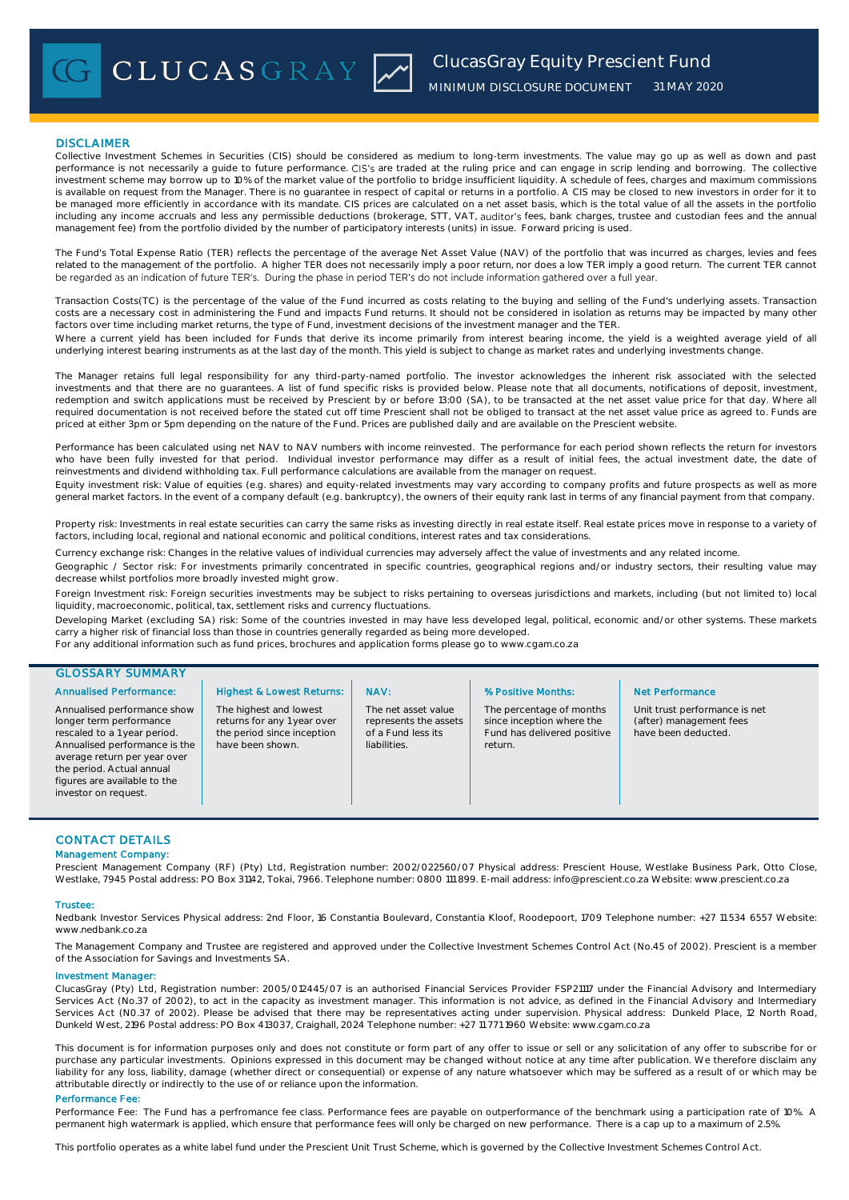CLUCASGRAY

# ClucasGray Equity Prescient Fund

MINIMUM DISCLOSURE DOCUMENT 31 MAY 2020

## DISCLAIMER

Collective Investment Schemes in Securities (CIS) should be considered as medium to long-term investments. The value may go up as well as down and past performance is not necessarily a guide to future performance. CIS's are traded at the ruling price and can engage in scrip lending and borrowing. The collective investment scheme may borrow up to 10% of the market value of the portfolio to bridge insufficient liquidity. A schedule of fees, charges and maximum commissions is available on request from the Manager. There is no guarantee in respect of capital or returns in a portfolio. A CIS may be closed to new investors in order for it to be managed more efficiently in accordance with its mandate. CIS prices are calculated on a net asset basis, which is the total value of all the assets in the portfolio including any income accruals and less any permissible deductions (brokerage, STT, VAT, auditor's fees, bank charges, trustee and custodian fees and the annual management fee) from the portfolio divided by the number of participatory interests (units) in issue. Forward pricing is used.

The Fund's Total Expense Ratio (TER) reflects the percentage of the average Net Asset Value (NAV) of the portfolio that was incurred as charges, levies and fees related to the management of the portfolio. A higher TER does not necessarily imply a poor return, nor does a low TER imply a good return. The current TER cannot be regarded as an indication of future TER's. During the phase in period TER's do not include information gathered over a full year.

Transaction Costs(TC) is the percentage of the value of the Fund incurred as costs relating to the buying and selling of the Fund's underlying assets. Transaction costs are a necessary cost in administering the Fund and impacts Fund returns. It should not be considered in isolation as returns may be impacted by many other factors over time including market returns, the type of Fund, investment decisions of the investment manager and the TER.

Where a current yield has been included for Funds that derive its income primarily from interest bearing income, the yield is a weighted average yield of all underlying interest bearing instruments as at the last day of the month. This yield is subject to change as market rates and underlying investments change.

The Manager retains full legal responsibility for any third-party-named portfolio. The investor acknowledges the inherent risk associated with the selected investments and that there are no guarantees. A list of fund specific risks is provided below. Please note that all documents, notifications of deposit, investment, redemption and switch applications must be received by Prescient by or before 13:00 (SA), to be transacted at the net asset value price for that day. Where all required documentation is not received before the stated cut off time Prescient shall not be obliged to transact at the net asset value price as agreed to. Funds are priced at either 3pm or 5pm depending on the nature of the Fund. Prices are published daily and are available on the Prescient website.

Performance has been calculated using net NAV to NAV numbers with income reinvested. The performance for each period shown reflects the return for investors who have been fully invested for that period. Individual investor performance may differ as a result of initial fees, the actual investment date, the date of reinvestments and dividend withholding tax. Full performance calculations are available from the manager on request.

Equity investment risk: Value of equities (e.g. shares) and equity-related investments may vary according to company profits and future prospects as well as more general market factors. In the event of a company default (e.g. bankruptcy), the owners of their equity rank last in terms of any financial payment from that company.

Property risk: Investments in real estate securities can carry the same risks as investing directly in real estate itself. Real estate prices move in response to a variety of factors, including local, regional and national economic and political conditions, interest rates and tax considerations.

Currency exchange risk: Changes in the relative values of individual currencies may adversely affect the value of investments and any related income.

Geographic / Sector risk: For investments primarily concentrated in specific countries, geographical regions and/or industry sectors, their resulting value may decrease whilst portfolios more broadly invested might grow.

Foreign Investment risk: Foreign securities investments may be subject to risks pertaining to overseas jurisdictions and markets, including (but not limited to) local liquidity, macroeconomic, political, tax, settlement risks and currency fluctuations.

Developing Market (excluding SA) risk: Some of the countries invested in may have less developed legal, political, economic and/or other systems. These markets carry a higher risk of financial loss than those in countries generally regarded as being more developed.

For any additional information such as fund prices, brochures and application forms please go to www.cgam.co.za

## GLOSSARY SUMMARY

**Annualised Performance:** Annualised performance show longer term performance rescaled to a 1 year period. Annualised performance is the average return per year over the period. Actual annual figures are available to the investor on request.

**Highest & Lowest Returns:** The highest and lowest returns for any 1 year over the period since inception have been shown.

**NAV:** The net asset value represents the assets of a Fund less its liabilities.

**% Positive Months:** The percentage of months since inception where the Fund has delivered positive return.

**Net Performance:** Unit trust performance is net (after) management fees have been deducted.

## CONTACT DETAILS

### Management Company:

Prescient Management Company (RF) (Pty) Ltd, Registration number: 2002/022560/07 Physical address: Prescient House, Westlake Business Park, Otto Close, Westlake, 7945 Postal address: PO Box 31142, Tokai, 7966. Telephone number: 0800 111 899. E-mail address: info@prescient.co.za Website: www.prescient.co.za

### Trustee:

Nedbank Investor Services Physical address: 2nd Floor, 16 Constantia Boulevard, Constantia Kloof, Roodepoort, 1709 Telephone number: +27 11 534 6557 Website: www.nedbank.co.za

The Management Company and Trustee are registered and approved under the Collective Investment Schemes Control Act (No.45 of 2002). Prescient is a member of the Association for Savings and Investments SA.

### Investment Manager:

ClucasGray (Pty) Ltd, Registration number: 2005/012445/07 is an authorised Financial Services Provider FSP21117 under the Financial Advisory and Intermediary Services Act (No.37 of 2002), to act in the capacity as investment manager. This information is not advice, as defined in the Financial Advisory and Intermediary Services Act (N0.37 of 2002). Please be advised that there may be representatives acting under supervision. Physical address: Dunkeld Place, 12 North Road, Dunkeld West, 2196 Postal address: PO Box 413037, Craighall, 2024 Telephone number: +27 11 771 1960 Website: www.cgam.co.za

This document is for information purposes only and does not constitute or form part of any offer to issue or sell or any solicitation of any offer to subscribe for or purchase any particular investments. Opinions expressed in this document may be changed without notice at any time after publication. We therefore disclaim any liability for any loss, liability, damage (direct or consequential) or expense of any nature whatsoever which may be suffered as a result of or which may be attributable directly or indirectly to the use of or reliance upon the information.

### Performance Fee:

Performance Fee: The Fund has a perfromance fee class. Performance fees are payable on outperformance of the benchmark using a participation rate of 10%. A permanent high watermark is applied, which ensure that performance fees will only be charged on new performance. There is a cap up to a maximum of 2.5%.

This portfolio operates as a white label fund under the Prescient Unit Trust Scheme, which is governed by the Collective Investment Schemes Control Act.